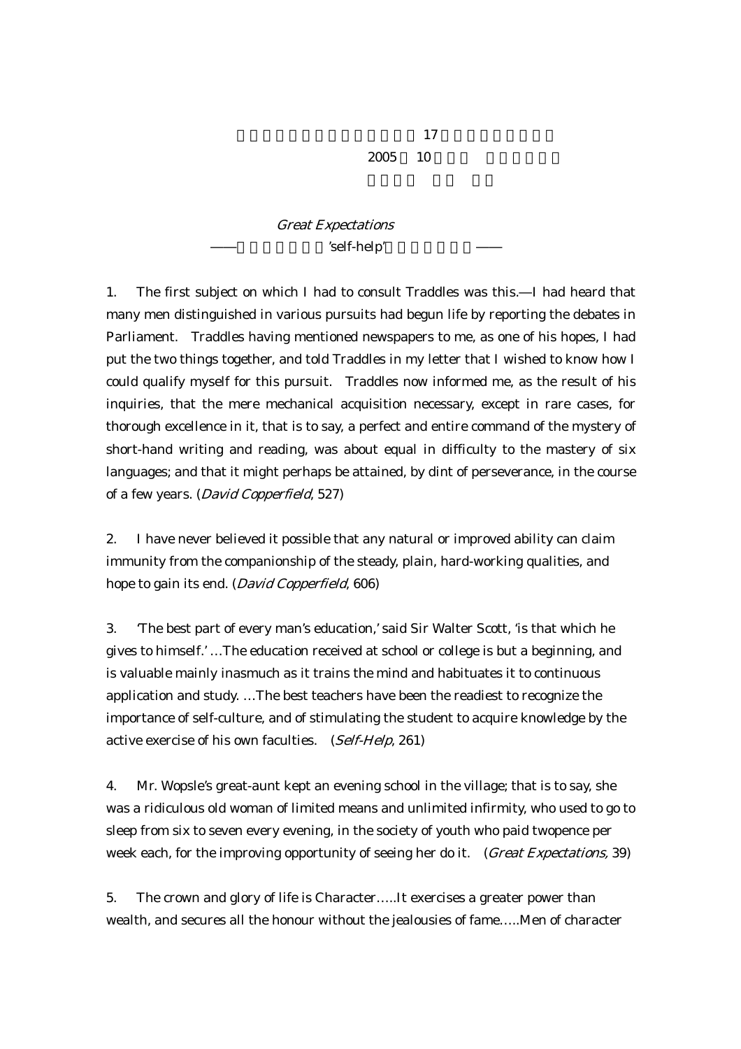17

2005 10

*Great Expectations*

—— 'self-help' ——

1. The first subject on which I had to consult Traddles was this.—I had heard that many men distinguished in various pursuits had begun life by reporting the debates in Parliament. Traddles having mentioned newspapers to me, as one of his hopes, I had put the two things together, and told Traddles in my letter that I wished to know how I could qualify myself for this pursuit. Traddles now informed me, as the result of his inquiries, that the mere mechanical acquisition necessary, except in rare cases, for thorough excellence in it, that is to say, a perfect and entire command of the mystery of short-hand writing and reading, was about equal in difficulty to the mastery of six languages; and that it might perhaps be attained, by dint of perseverance, in the course of a few years. (*David Copperfield*, 527)

2. I have never believed it possible that any natural or improved ability can claim immunity from the companionship of the steady, plain, hard-working qualities, and hope to gain its end. (*David Copperfield*, 606)

3. 'The best part of every man's education,' said Sir Walter Scott, 'is that which he gives to himself.' …The education received at school or college is but a beginning, and is valuable mainly inasmuch as it trains the mind and habituates it to continuous application and study. …The best teachers have been the readiest to recognize the importance of self-culture, and of stimulating the student to acquire knowledge by the active exercise of his own faculties. (*Self-Help*, 261)

4. Mr. Wopsle's great-aunt kept an evening school in the village; that is to say, she was a ridiculous old woman of limited means and unlimited infirmity, who used to go to sleep from six to seven every evening, in the society of youth who paid twopence per week each, for the improving opportunity of seeing her do it. (*Great Expectations,* 39)

5. The crown and glory of life is Character…..It exercises a greater power than wealth, and secures all the honour without the jealousies of fame…..Men of character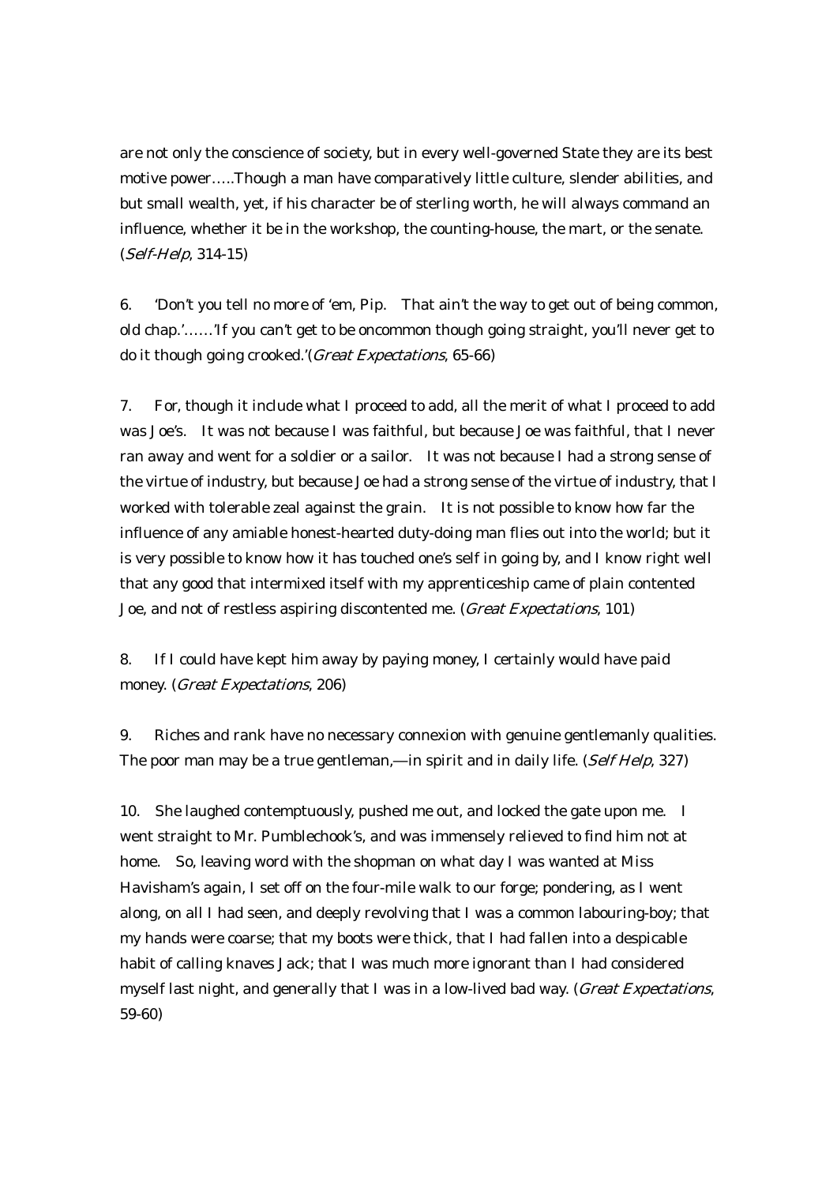are not only the conscience of society, but in every well-governed State they are its best motive power…..Though a man have comparatively little culture, slender abilities, and but small wealth, yet, if his character be of sterling worth, he will always command an influence, whether it be in the workshop, the counting-house, the mart, or the senate. (*Self-Help*, 314-15)

6. 'Don't you tell no more of 'em, Pip. That ain't the way to get out of being common, old chap.'……'If you can't get to be oncommon though going straight, you'll never get to do it though going crooked.'(*Great Expectations*, 65-66)

7. For, though it include what I proceed to add, all the merit of what I proceed to add was Joe's. It was not because I was faithful, but because Joe was faithful, that I never ran away and went for a soldier or a sailor. It was not because I had a strong sense of the virtue of industry, but because Joe had a strong sense of the virtue of industry, that I worked with tolerable zeal against the grain. It is not possible to know how far the influence of any amiable honest-hearted duty-doing man flies out into the world; but it is very possible to know how it has touched one's self in going by, and I know right well that any good that intermixed itself with my apprenticeship came of plain contented Joe, and not of restless aspiring discontented me. (*Great Expectations*, 101)

8. If I could have kept him away by paying money, I certainly would have paid money. (*Great Expectations*, 206)

9. Riches and rank have no necessary connexion with genuine gentlemanly qualities. The poor man may be a true gentleman,—in spirit and in daily life. (*Self Help*, 327)

10. She laughed contemptuously, pushed me out, and locked the gate upon me. I went straight to Mr. Pumblechook's, and was immensely relieved to find him not at home. So, leaving word with the shopman on what day I was wanted at Miss Havisham's again, I set off on the four-mile walk to our forge; pondering, as I went along, on all I had seen, and deeply revolving that I was a common labouring-boy; that my hands were coarse; that my boots were thick, that I had fallen into a despicable habit of calling knaves Jack; that I was much more ignorant than I had considered myself last night, and generally that I was in a low-lived bad way. (*Great Expectations*, 59-60)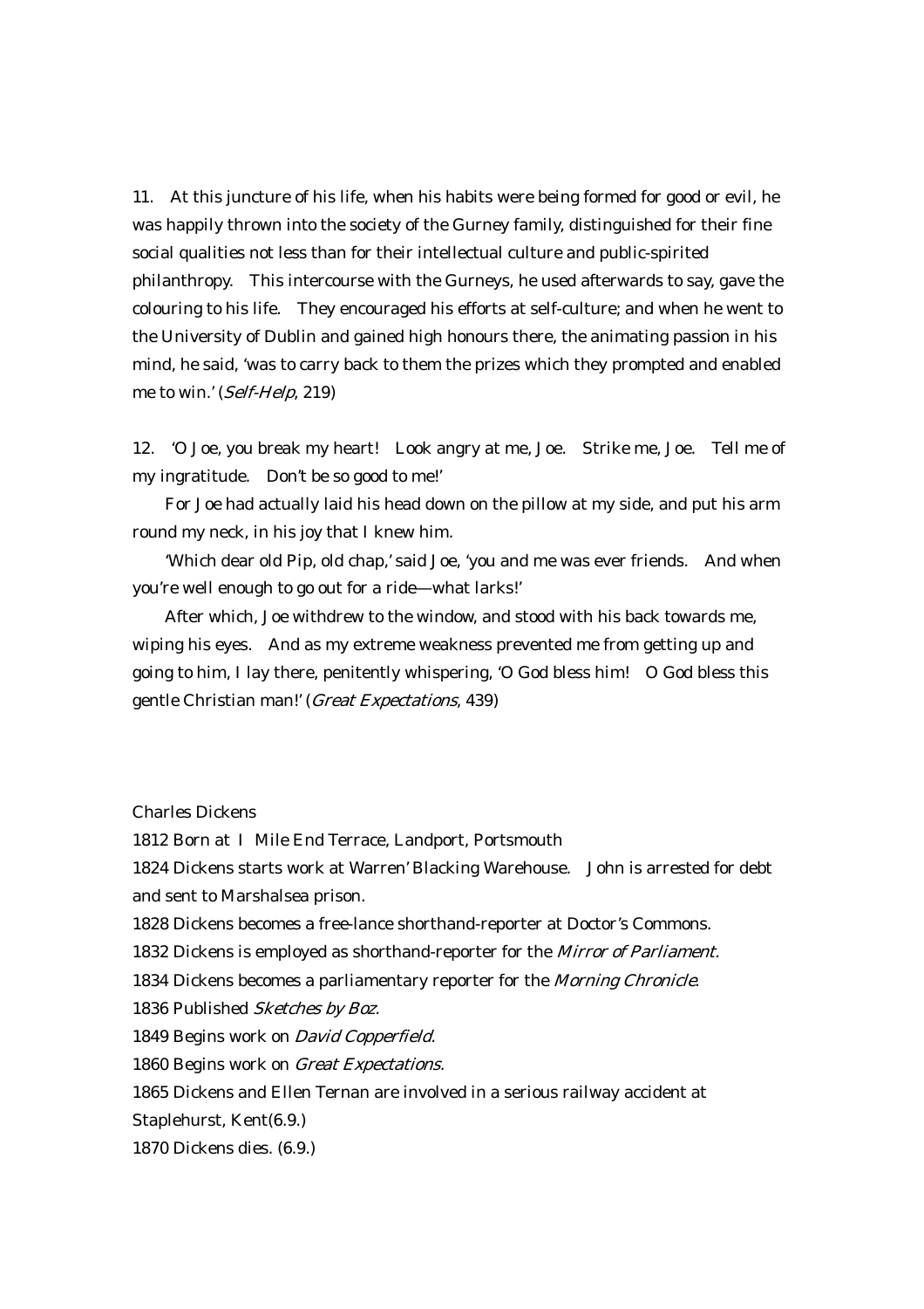11. At this juncture of his life, when his habits were being formed for good or evil, he was happily thrown into the society of the Gurney family, distinguished for their fine social qualities not less than for their intellectual culture and public-spirited philanthropy. This intercourse with the Gurneys, he used afterwards to say, gave the colouring to his life. They encouraged his efforts at self-culture; and when he went to the University of Dublin and gained high honours there, the animating passion in his mind, he said, 'was to carry back to them the prizes which they prompted and enabled me to win.' (*Self-Help*, 219)

12. 'O Joe, you break my heart! Look angry at me, Joe. Strike me, Joe. Tell me of my ingratitude. Don't be so good to me!'

For Joe had actually laid his head down on the pillow at my side, and put his arm round my neck, in his joy that I knew him.

'Which dear old Pip, old chap,' said Joe, 'you and me was ever friends. And when you're well enough to go out for a ride—what larks!'

After which, Joe withdrew to the window, and stood with his back towards me, wiping his eyes. And as my extreme weakness prevented me from getting up and going to him, I lay there, penitently whispering, 'O God bless him! O God bless this gentle Christian man!' (*Great Expectations*, 439)

Charles Dickens

1812 Born at I Mile End Terrace, Landport, Portsmouth

1824 Dickens starts work at Warren' Blacking Warehouse. John is arrested for debt and sent to Marshalsea prison.

1828 Dickens becomes a free-lance shorthand-reporter at Doctor's Commons.

1832 Dickens is employed as shorthand-reporter for the *Mirror of Parliament.*

1834 Dickens becomes a parliamentary reporter for the *Morning Chronicle*.

1836 Published *Sketches by Boz.*

1849 Begins work on *David Copperfield.*

1860 Begins work on *Great Expectations.*

1865 Dickens and Ellen Ternan are involved in a serious railway accident at Staplehurst, Kent(6.9.)

1870 Dickens dies. (6.9.)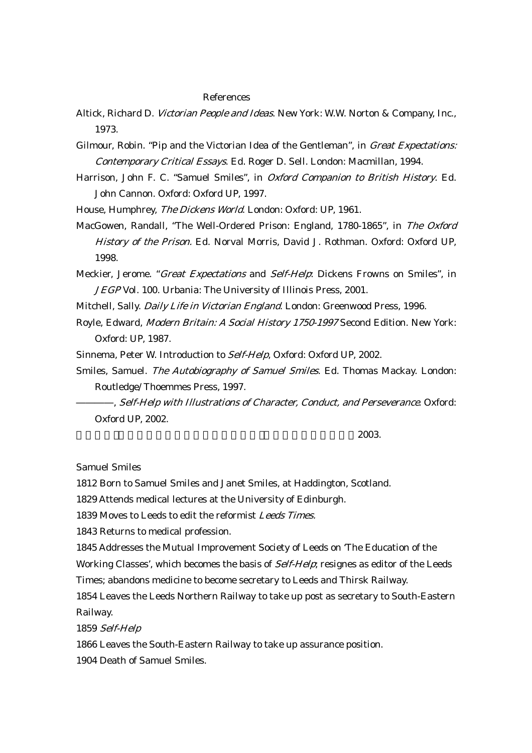# References

Altick, Richard D. *Victorian People and Ideas*. New York: W.W. Norton & Company, Inc., 1973.

Gilmour, Robin. "Pip and the Victorian Idea of the Gentleman", in *Great Expectations: Contemporary Critical Essays*. Ed. Roger D. Sell. London: Macmillan, 1994.

Harrison, John F. C. "Samuel Smiles", in *Oxford Companion to British History*. Ed. John Cannon. Oxford: Oxford UP, 1997.

House, Humphrey, *The Dickens World*. London: Oxford: UP, 1961.

MacGowen, Randall, "The Well-Ordered Prison: England, 1780-1865", in *The Oxford History of the Prison.* Ed. Norval Morris, David J. Rothman. Oxford: Oxford UP, 1998.

Meckier, Jerome. "*Great Expectations* and *Self-Help*: Dickens Frowns on Smiles", in *JEGP* Vol. 100. Urbania: The University of Illinois Press, 2001.

Mitchell, Sally. *Daily Life in Victorian England*. London: Greenwood Press, 1996.

Royle, Edward, *Modern Britain: A Social History 1750-1997* Second Edition. New York: Oxford: UP, 1987.

Sinnema, Peter W. Introduction to *Self-Help*, Oxford: Oxford UP, 2002.

Smiles, Samuel. *The Autobiography of Samuel Smiles*. Ed. Thomas Mackay. London: Routledge/Thoemmes Press, 1997.

———, *Self-Help with Illustrations of Character, Conduct, and Perseverance*. Oxford: Oxford UP, 2002.

2003.

Samuel Smiles

1812 Born to Samuel Smiles and Janet Smiles, at Haddington, Scotland.

1829 Attends medical lectures at the University of Edinburgh.

1839 Moves to Leeds to edit the reformist *Leeds Times.*

1843 Returns to medical profession.

1845 Addresses the Mutual Improvement Society of Leeds on 'The Education of the Working Classes', which becomes the basis of *Self-Help*; resignes as editor of the Leeds Times; abandons medicine to become secretary to Leeds and Thirsk Railway.

1854 Leaves the Leeds Northern Railway to take up post as secretary to South-Eastern Railway.

1859 *Self-Help*

1866 Leaves the South-Eastern Railway to take up assurance position.

1904 Death of Samuel Smiles.